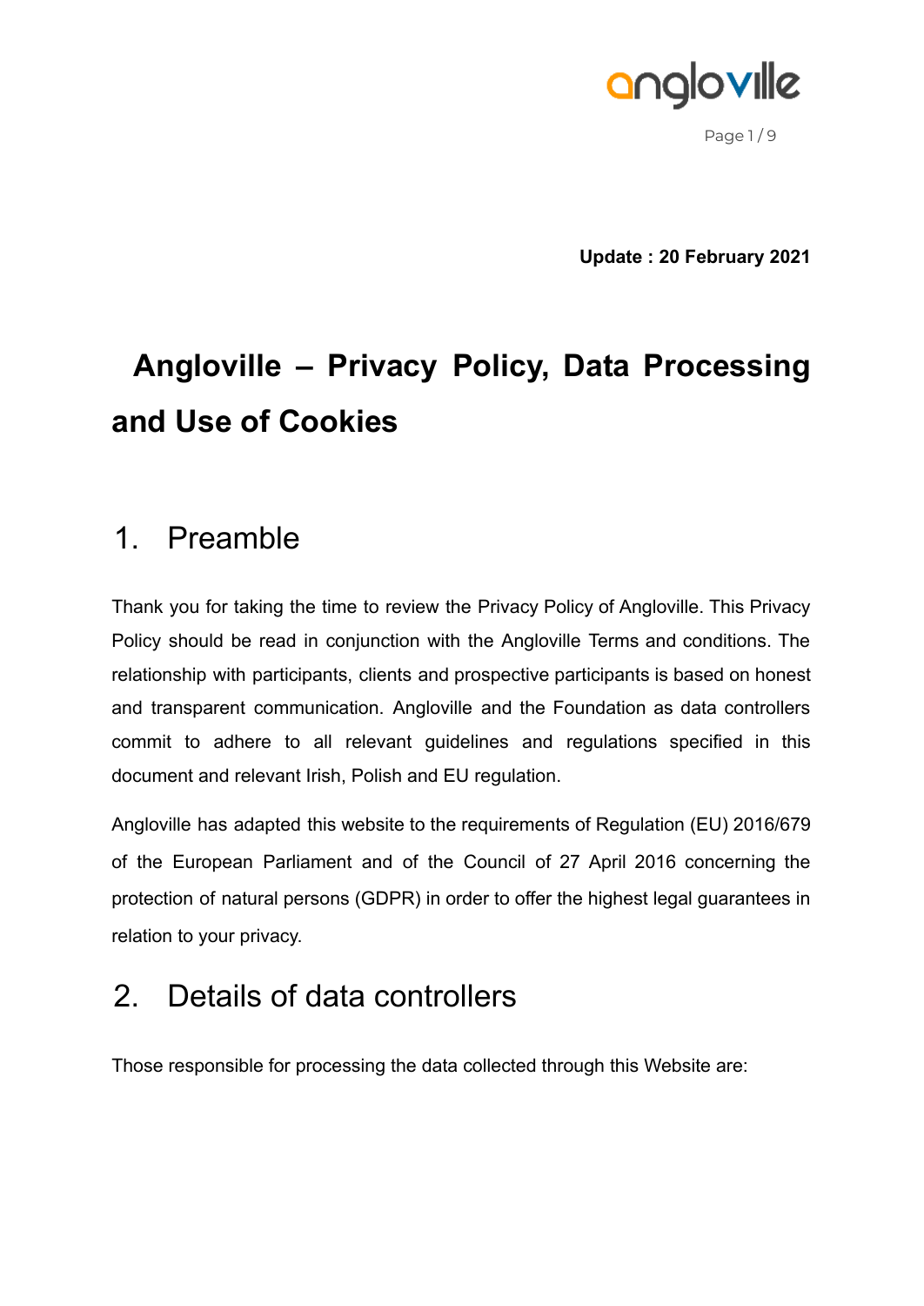**Update : 20 February 2021**

# Angloville – Privacy Policy, Data Processing and Use of Cookies

## 1. Preamble

Thank you for taking the time to review the Privacy Policy of Angloville. This Privacy Policy should be read in conjunction with the Angloville Terms and conditions. The relationship with participants, clients and prospective participants is based on honest and transparent communication. Angloville and the Foundation as data controllers commit to adhere to all relevant guidelines and regulations specified in this document and relevant Irish, Polish and EU regulation.

Angloville has adapted this website to the requirements of Regulation (EU) 2016/679 of the European Parliament and of the Council of 27 April 2016 concerning the protection of natural persons (GDPR) in order to offer the highest legal guarantees in relation to your privacy.

## 2. Details of data controllers

Those responsible for processing the data collected through this Website are: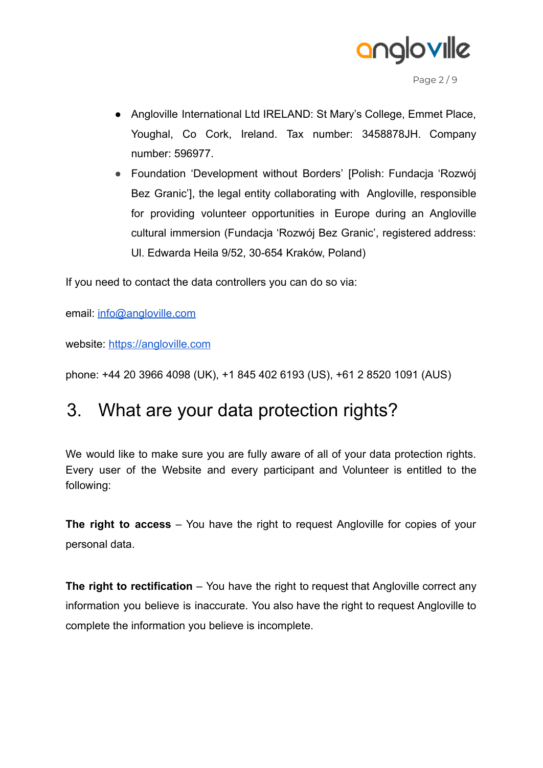- Angloville International Ltd IRELAND: St Mary's College, Emmet Place, Youghal, Co Cork, Ireland. Tax number: 3458878JH. Company number: 596977.
- Foundation 'Development without Borders' [Polish: Fundacja 'Rozwój Bez Granic'], the legal entity collaborating with Angloville, responsible for providing volunteer opportunities in Europe during an Angloville cultural immersion (Fundacja 'Rozwój Bez Granic', registered address: Ul. Edwarda Heila 9/52, 30-654 Kraków, Poland)

If you need to contact the data controllers you can do so via:

email: info@angloville.com

website: https://angloville.com

phone: +44 20 3966 4098 (UK), +1 845 402 6193 (US), +61 2 8520 1091 (AUS)

# 3. What are your data protection rights?

We would like to make sure you are fully aware of all of your data protection rights. Every user of the Website and every participant and Volunteer is entitled to the following:

**The right to access** – You have the right to request Angloville for copies of your personal data.

**The right to rectification** – You have the right to request that Angloville correct any information you believe is inaccurate. You also have the right to request Angloville to complete the information you believe is incomplete.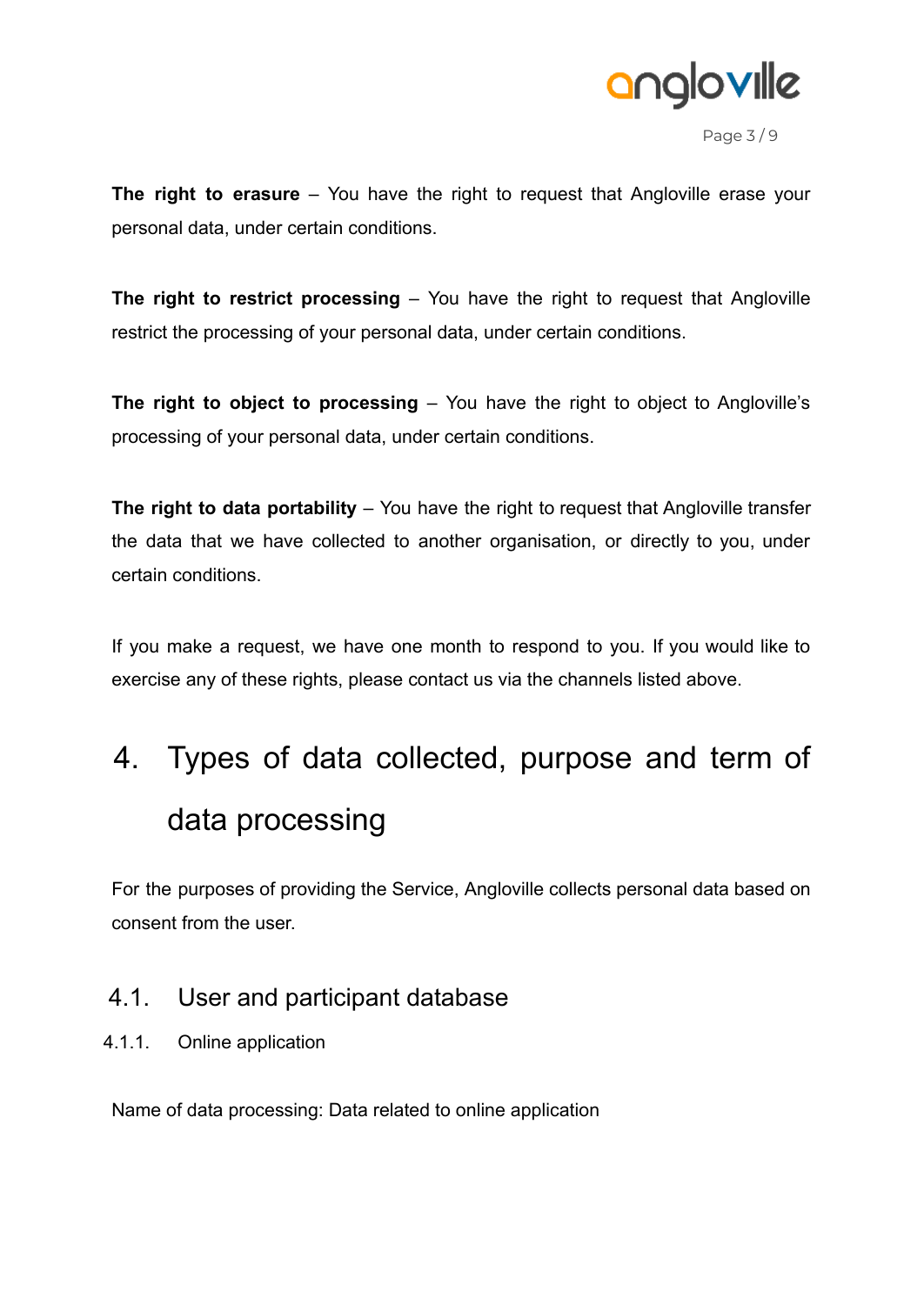**The right to erasure** – You have the right to request that Angloville erase your personal data, under certain conditions.

**The right to restrict processing** – You have the right to request that Angloville restrict the processing of your personal data, under certain conditions.

**The right to object to processing** – You have the right to object to Angloville's processing of your personal data, under certain conditions.

**The right to data portability** – You have the right to request that Angloville transfer the data that we have collected to another organisation, or directly to you, under certain conditions.

If you make a request, we have one month to respond to you. If you would like to exercise any of these rights, please contact us via the channels listed above.

# 4. Types of data collected, purpose and term of data processing

For the purposes of providing the Service, Angloville collects personal data based on consent from the user.

## 4.1. User and participant database

### 4.1.1. Online application

Name of data processing: Data related to online application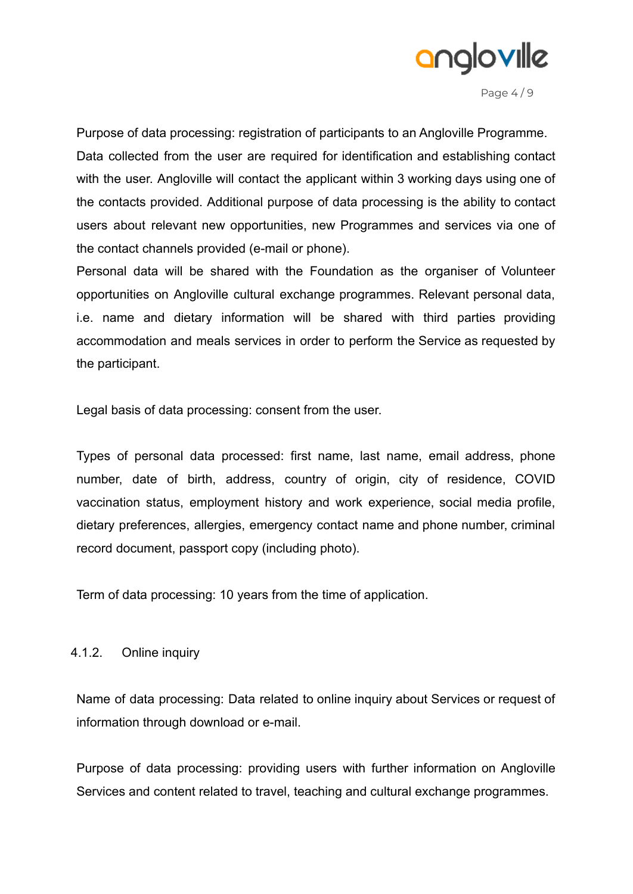Purpose of data processing: registration of participants to an Angloville Programme. Data collected from the user are required for identification and establishing contact with the user. Angloville will contact the applicant within 3 working days using one of the contacts provided. Additional purpose of data processing is the ability to contact users about relevant new opportunities, new Programmes and services via one of the contact channels provided (e-mail or phone).
Personal data will be shared with the Foundation as the organiser of Volunteer opportunities on Angloville cultural exchange programmes. Relevant personal data, i.e. name and dietary information will be shared with third parties providing accommodation and meals services in order to perform the Service as requested by the participant.

Legal basis of data processing: consent from the user.

Types of personal data processed: first name, last name, email address, phone number, date of birth, address, country of origin, city of residence, COVID vaccination status, employment history and work experience, social media profile, dietary preferences, allergies, emergency contact name and phone number, criminal record document, passport copy (including photo).

Term of data processing: 10 years from the time of application.

#### 4.1.2. Online inquiry

Name of data processing: Data related to online inquiry about Services or request of information through download or e-mail.

Purpose of data processing: providing users with further information on Angloville Services and content related to travel, teaching and cultural exchange programmes.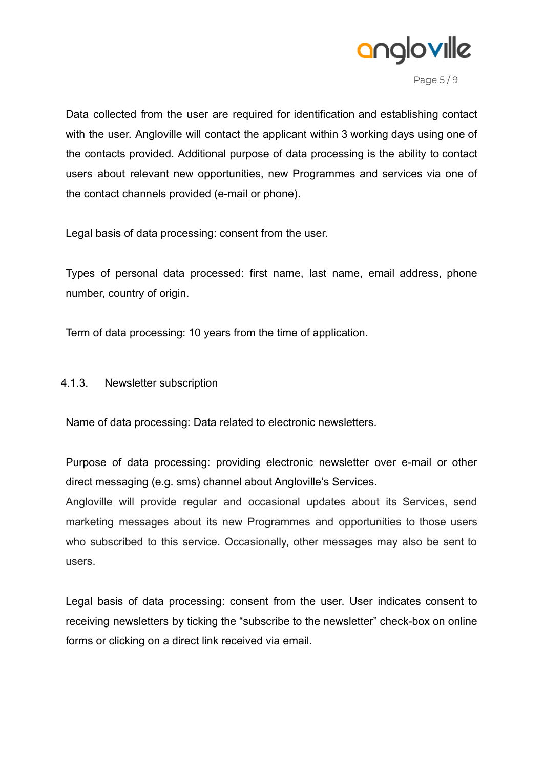Data collected from the user are required for identification and establishing contact with the user. Angloville will contact the applicant within 3 working days using one of the contacts provided. Additional purpose of data processing is the ability to contact users about relevant new opportunities, new Programmes and services via one of the contact channels provided (e-mail or phone).

Legal basis of data processing: consent from the user.

Types of personal data processed: first name, last name, email address, phone number, country of origin.

Term of data processing: 10 years from the time of application.

#### 4.1.3. Newsletter subscription

Name of data processing: Data related to electronic newsletters.

Purpose of data processing: providing electronic newsletter over e-mail or other direct messaging (e.g. sms) channel about Angloville's Services.
Angloville will provide regular and occasional updates about its Services, send marketing messages about its new Programmes and opportunities to those users who subscribed to this service. Occasionally, other messages may also be sent to users.

Legal basis of data processing: consent from the user. User indicates consent to receiving newsletters by ticking the "subscribe to the newsletter" check-box on online forms or clicking on a direct link received via email.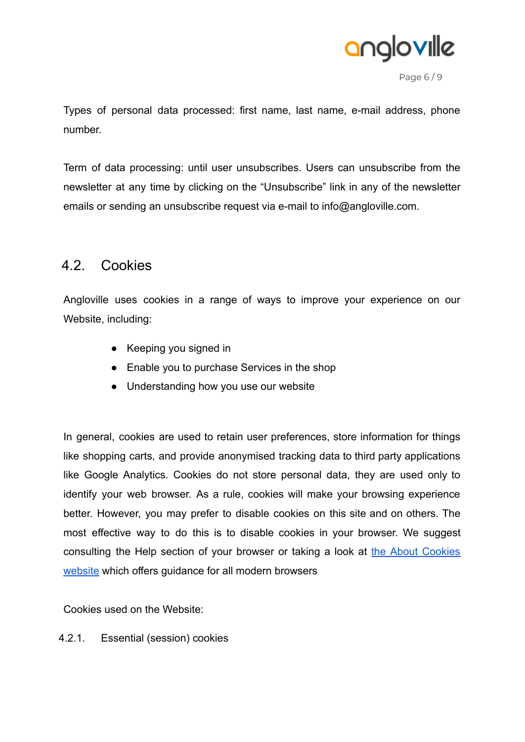Types of personal data processed: first name, last name, e-mail address, phone number.

Term of data processing: until user unsubscribes. Users can unsubscribe from the newsletter at any time by clicking on the “Unsubscribe” link in any of the newsletter emails or sending an unsubscribe request via e-mail to info@angloville.com.

## 4.2. Cookies

Angloville uses cookies in a range of ways to improve your experience on our Website, including:

- Keeping you signed in
- Enable you to purchase Services in the shop
- Understanding how you use our website

In general, cookies are used to retain user preferences, store information for things like shopping carts, and provide anonymised tracking data to third party applications like Google Analytics. Cookies do not store personal data, they are used only to identify your web browser. As a rule, cookies will make your browsing experience better. However, you may prefer to disable cookies on this site and on others. The most effective way to do this is to disable cookies in your browser. We suggest consulting the Help section of your browser or taking a look at the About Cookies website which offers guidance for all modern browsers

Cookies used on the Website:

### 4.2.1. Essential (session) cookies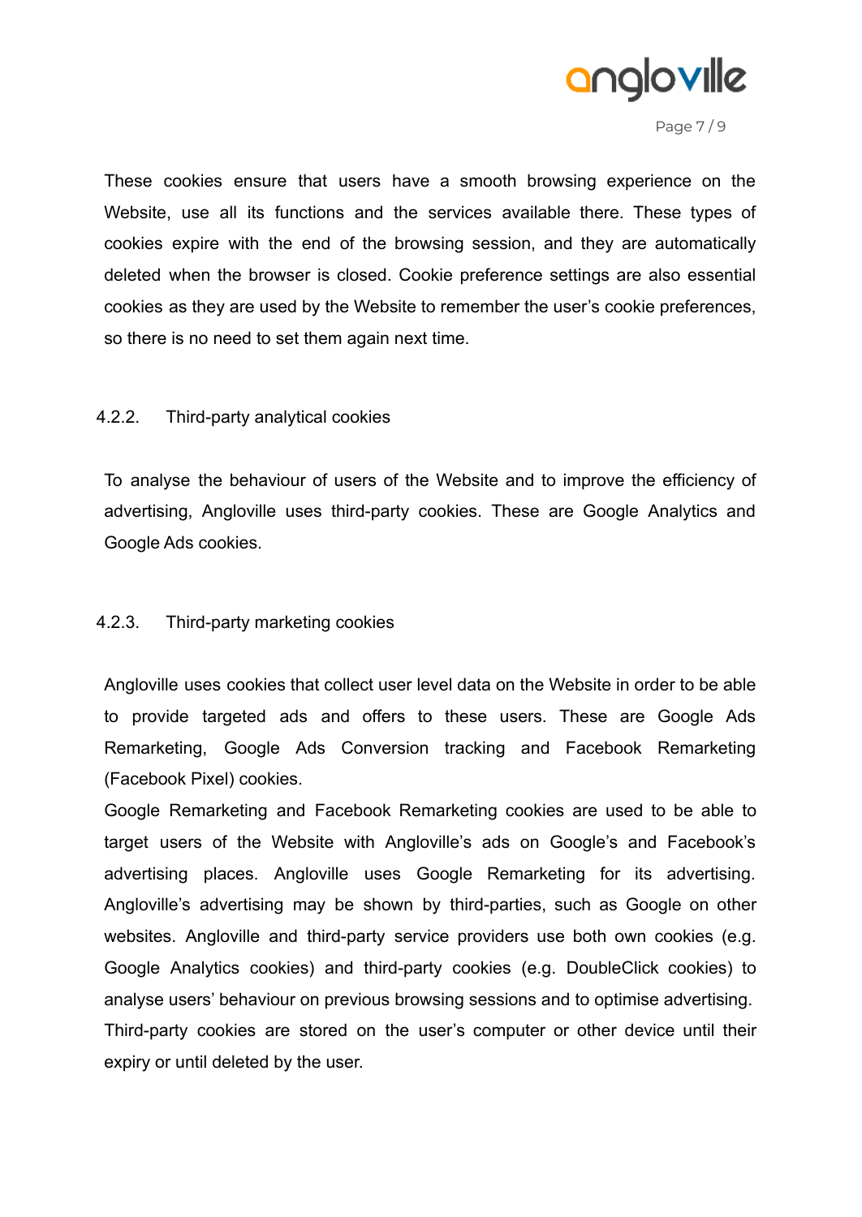These cookies ensure that users have a smooth browsing experience on the Website, use all its functions and the services available there. These types of cookies expire with the end of the browsing session, and they are automatically deleted when the browser is closed. Cookie preference settings are also essential cookies as they are used by the Website to remember the user's cookie preferences, so there is no need to set them again next time.

#### 4.2.2. Third-party analytical cookies

To analyse the behaviour of users of the Website and to improve the efficiency of advertising, Angloville uses third-party cookies. These are Google Analytics and Google Ads cookies.

#### 4.2.3. Third-party marketing cookies

Angloville uses cookies that collect user level data on the Website in order to be able to provide targeted ads and offers to these users. These are Google Ads Remarketing, Google Ads Conversion tracking and Facebook Remarketing (Facebook Pixel) cookies.

Google Remarketing and Facebook Remarketing cookies are used to be able to target users of the Website with Angloville's ads on Google's and Facebook's advertising places. Angloville uses Google Remarketing for its advertising. Angloville's advertising may be shown by third-parties, such as Google on other websites. Angloville and third-party service providers use both own cookies (e.g. Google Analytics cookies) and third-party cookies (e.g. DoubleClick cookies) to analyse users' behaviour on previous browsing sessions and to optimise advertising. Third-party cookies are stored on the user's computer or other device until their expiry or until deleted by the user.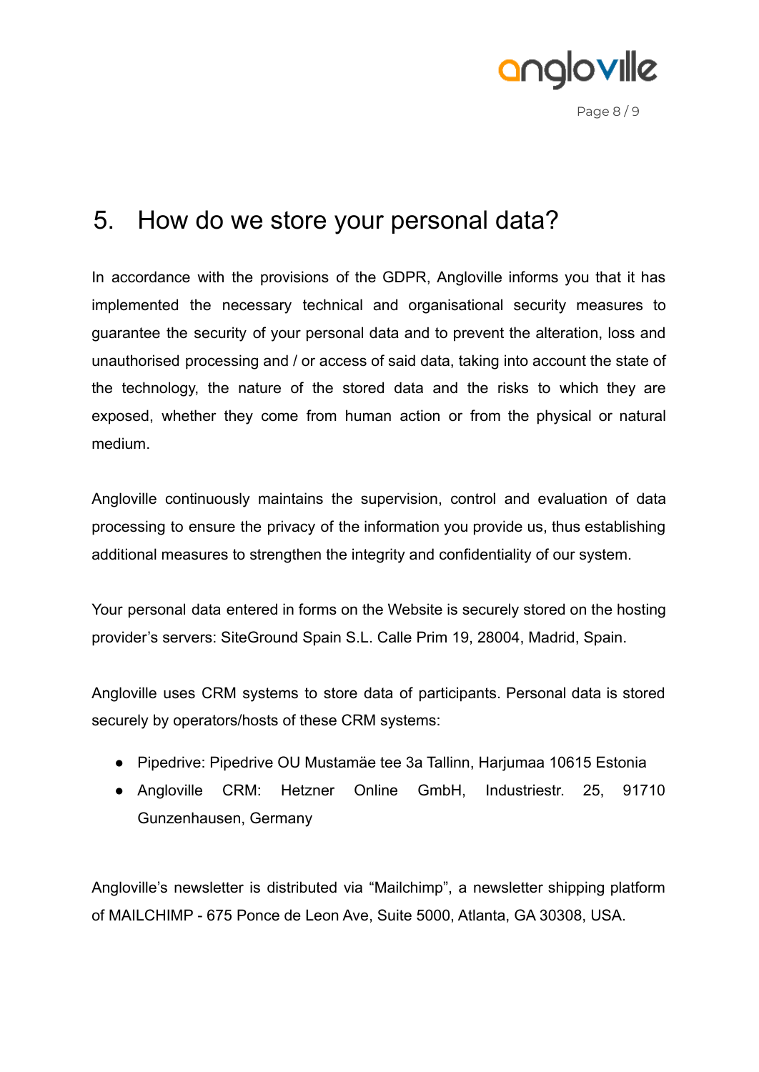## 5. How do we store your personal data?

In accordance with the provisions of the GDPR, Angloville informs you that it has implemented the necessary technical and organisational security measures to guarantee the security of your personal data and to prevent the alteration, loss and unauthorised processing and / or access of said data, taking into account the state of the technology, the nature of the stored data and the risks to which they are exposed, whether they come from human action or from the physical or natural medium.

Angloville continuously maintains the supervision, control and evaluation of data processing to ensure the privacy of the information you provide us, thus establishing additional measures to strengthen the integrity and confidentiality of our system.

Your personal data entered in forms on the Website is securely stored on the hosting provider's servers: SiteGround Spain S.L. Calle Prim 19, 28004, Madrid, Spain.

Angloville uses CRM systems to store data of participants. Personal data is stored securely by operators/hosts of these CRM systems:

- Pipedrive: Pipedrive OU Mustamäe tee 3a Tallinn, Harjumaa 10615 Estonia
- Angloville CRM: Hetzner Online GmbH, Industriestr. 25, 91710 Gunzenhausen, Germany

Angloville's newsletter is distributed via "Mailchimp", a newsletter shipping platform of MAILCHIMP - 675 Ponce de Leon Ave, Suite 5000, Atlanta, GA 30308, USA.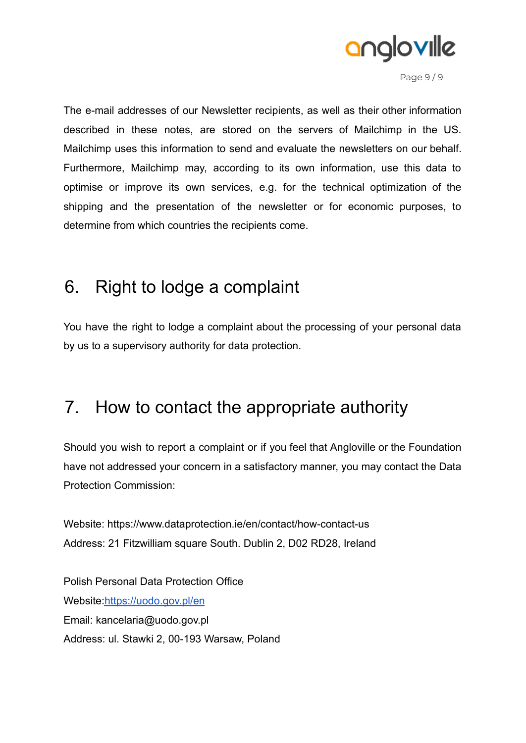The e-mail addresses of our Newsletter recipients, as well as their other information described in these notes, are stored on the servers of Mailchimp in the US. Mailchimp uses this information to send and evaluate the newsletters on our behalf. Furthermore, Mailchimp may, according to its own information, use this data to optimise or improve its own services, e.g. for the technical optimization of the shipping and the presentation of the newsletter or for economic purposes, to determine from which countries the recipients come.

## 6. Right to lodge a complaint

You have the right to lodge a complaint about the processing of your personal data by us to a supervisory authority for data protection.

## 7. How to contact the appropriate authority

Should you wish to report a complaint or if you feel that Angloville or the Foundation have not addressed your concern in a satisfactory manner, you may contact the Data Protection Commission:

Website: https://www.dataprotection.ie/en/contact/how-contact-us
Address: 21 Fitzwilliam square South. Dublin 2, D02 RD28, Ireland

Polish Personal Data Protection Office
Website:[https://uodo.gov.pl/en](https://uodo.gov.pl/en)
Email: kancelaria@uodo.gov.pl
Address: ul. Stawki 2, 00-193 Warsaw, Poland